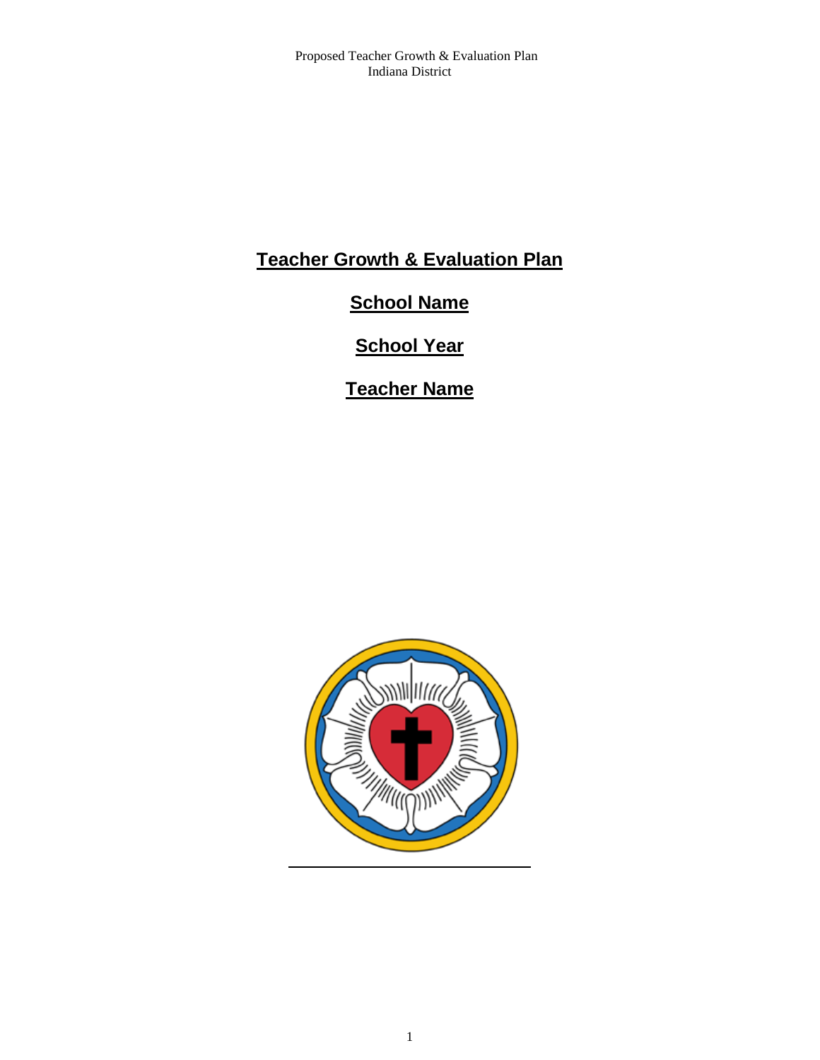# Teacher Growth & Evaluation Plan

## School Name

## School Year

## Teacher Name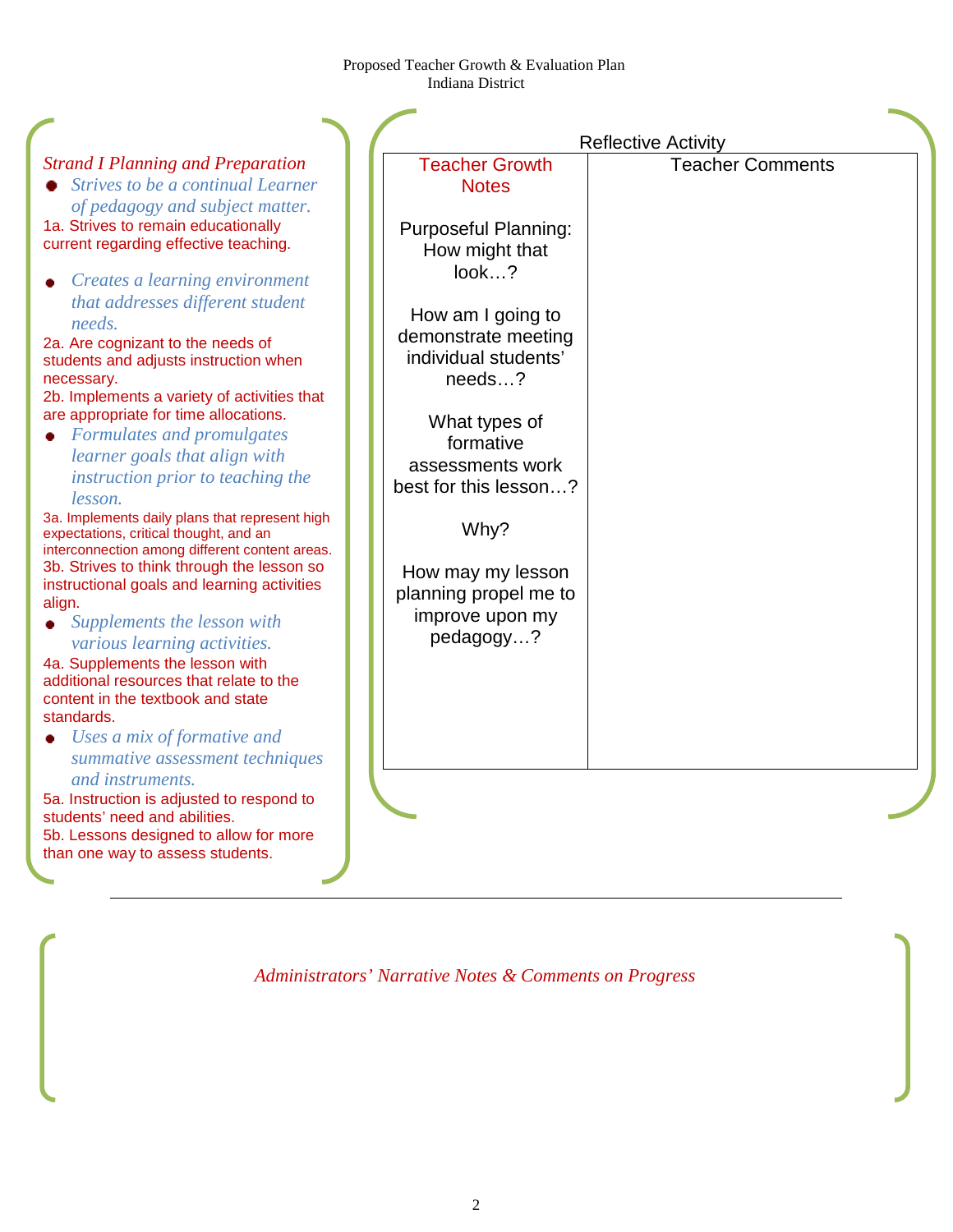Proposed Teacher Growth & Evaluation Plan
Indiana District

*Strand I Planning and Preparation*

- *Strives to be a continual Learner of pedagogy and subject matter.*

1a. Strives to remain educationally current regarding effective teaching.

- *Creates a learning environment that addresses different student needs.*

2a. Are cognizant to the needs of students and adjusts instruction when necessary.
2b. Implements a variety of activities that are appropriate for time allocations.

- *Formulates and promulgates learner goals that align with instruction prior to teaching the lesson.*

3a. Implements daily plans that represent high expectations, critical thought, and an interconnection among different content areas.
3b. Strives to think through the lesson so instructional goals and learning activities align.

- *Supplements the lesson with various learning activities.*

4a. Supplements the lesson with additional resources that relate to the content in the textbook and state standards.

- *Uses a mix of formative and summative assessment techniques and instruments.*

5a. Instruction is adjusted to respond to students' need and abilities.
5b. Lessons designed to allow for more than one way to assess students.

Reflective Activity

| Teacher Growth Notes | Teacher Comments |
|---|---|
| Purposeful Planning: How might that look…?<br><br>How am I going to demonstrate meeting individual students' needs…?<br><br>What types of formative assessments work best for this lesson…?<br><br>Why?<br><br>How may my lesson planning propel me to improve upon my pedagogy…? | |

---

*Administrators' Narrative Notes & Comments on Progress*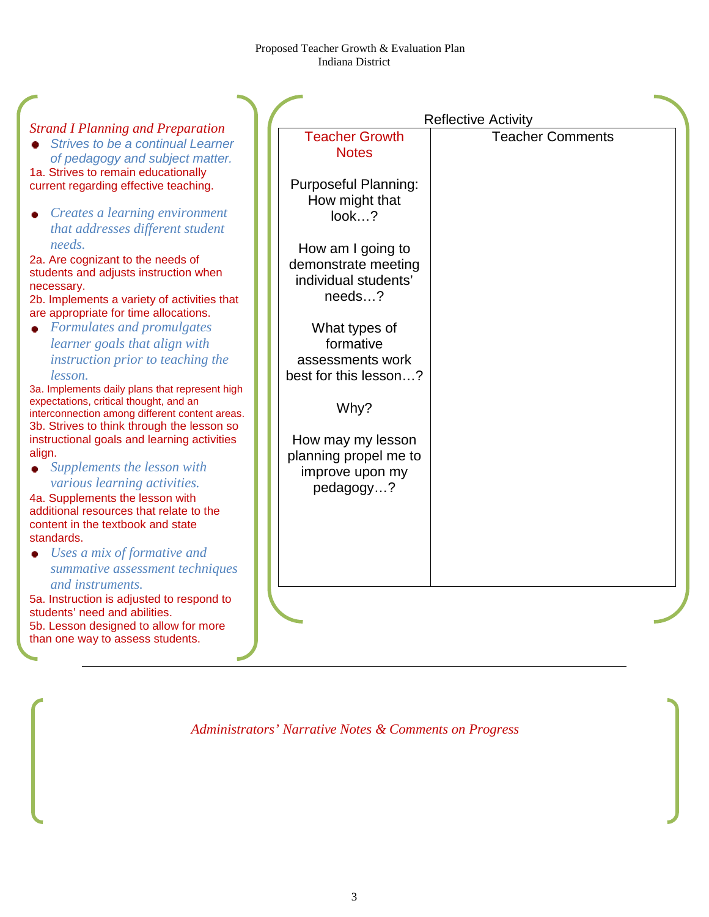*Strand I Planning and Preparation*

- *Strives to be a continual Learner of pedagogy and subject matter.*

1a. Strives to remain educationally current regarding effective teaching.

- *Creates a learning environment that addresses different student needs.*

2a. Are cognizant to the needs of students and adjusts instruction when necessary.
2b. Implements a variety of activities that are appropriate for time allocations.

- *Formulates and promulgates learner goals that align with instruction prior to teaching the lesson.*

3a. Implements daily plans that represent high expectations, critical thought, and an interconnection among different content areas.
3b. Strives to think through the lesson so instructional goals and learning activities align.

- *Supplements the lesson with various learning activities.*

4a. Supplements the lesson with additional resources that relate to the content in the textbook and state standards.

- *Uses a mix of formative and summative assessment techniques and instruments.*

5a. Instruction is adjusted to respond to students' need and abilities.
5b. Lesson designed to allow for more than one way to assess students.

Reflective Activity

| Teacher Growth Notes | Teacher Comments |
|---|---|
| Purposeful Planning: How might that look…?<br><br>How am I going to demonstrate meeting individual students' needs…?<br><br>What types of formative assessments work best for this lesson…?<br><br>Why?<br><br>How may my lesson planning propel me to improve upon my pedagogy…? | |

---

*Administrators' Narrative Notes & Comments on Progress*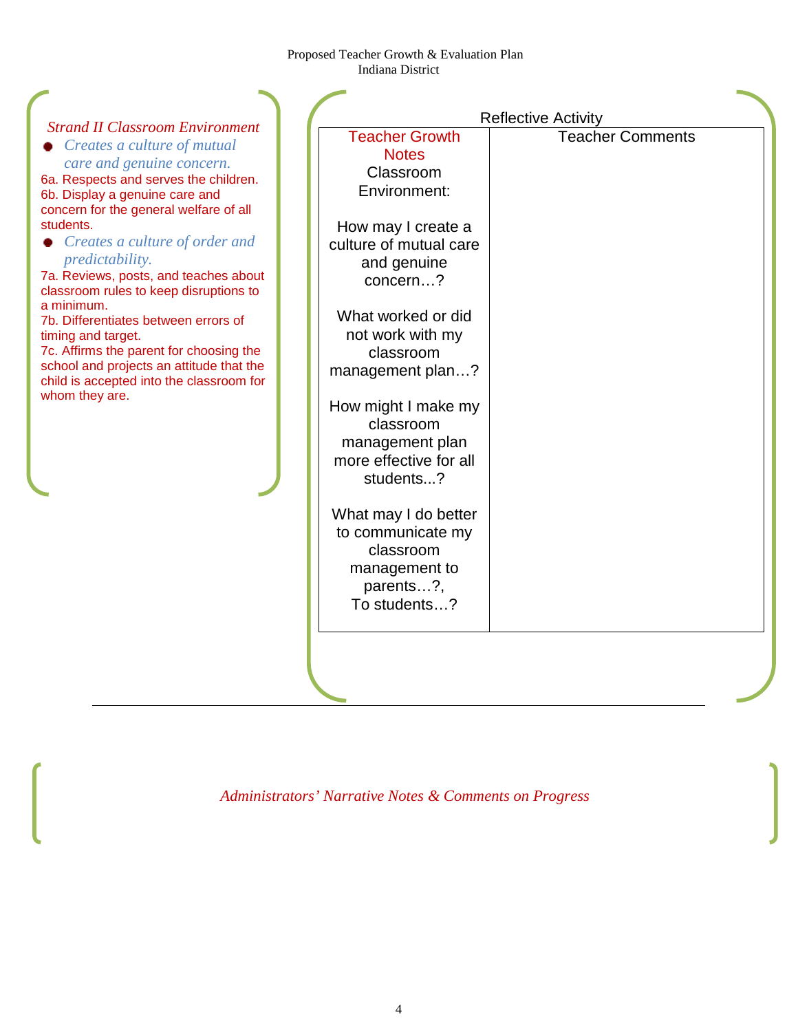*Strand II Classroom Environment*

- *Creates a culture of mutual care and genuine concern.*

6a. Respects and serves the children.
6b. Display a genuine care and concern for the general welfare of all students.

- *Creates a culture of order and predictability.*

7a. Reviews, posts, and teaches about classroom rules to keep disruptions to a minimum.
7b. Differentiates between errors of timing and target.
7c. Affirms the parent for choosing the school and projects an attitude that the child is accepted into the classroom for whom they are.

Reflective Activity

| Teacher Growth Notes Classroom Environment: How may I create a culture of mutual care and genuine concern…? What worked or did not work with my classroom management plan…? How might I make my classroom management plan more effective for all students...? What may I do better to communicate my classroom management to parents…?, To students…? | Teacher Comments |
|---|---|

*Administrators' Narrative Notes & Comments on Progress*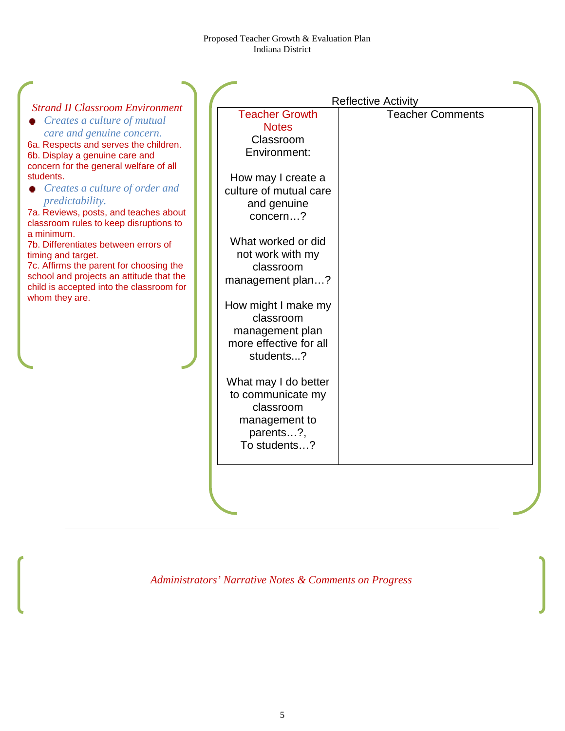*Strand II Classroom Environment*

- *Creates a culture of mutual care and genuine concern.*

6a. Respects and serves the children.
6b. Display a genuine care and concern for the general welfare of all students.

- *Creates a culture of order and predictability.*

7a. Reviews, posts, and teaches about classroom rules to keep disruptions to a minimum.
7b. Differentiates between errors of timing and target.
7c. Affirms the parent for choosing the school and projects an attitude that the child is accepted into the classroom for whom they are.

Reflective Activity

| Teacher Growth Notes | Teacher Comments |
|---|---|
| Classroom Environment:<br><br>How may I create a culture of mutual care and genuine concern…?<br><br>What worked or did not work with my classroom management plan…?<br><br>How might I make my classroom management plan more effective for all students...?<br><br>What may I do better to communicate my classroom management to parents…?,<br>To students…? | |

---

*Administrators' Narrative Notes & Comments on Progress*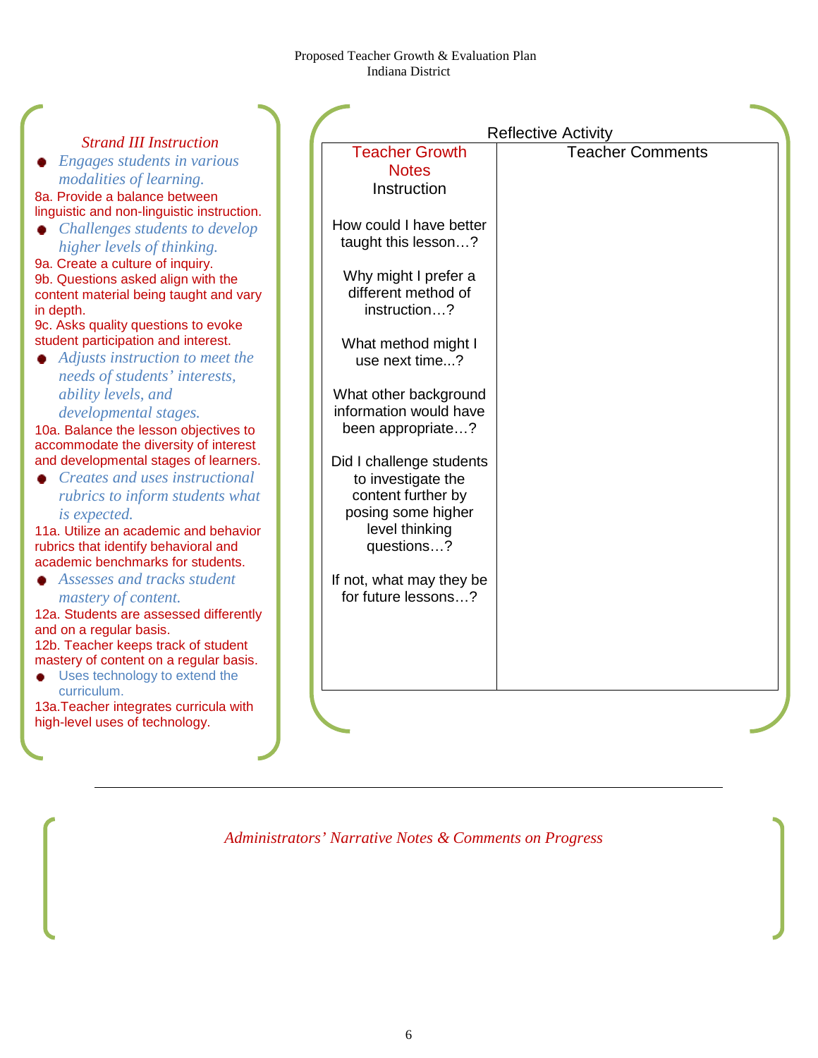## Strand III Instruction

- *Engages students in various modalities of learning.*

8a. Provide a balance between linguistic and non-linguistic instruction.

- *Challenges students to develop higher levels of thinking.*

9a. Create a culture of inquiry.
9b. Questions asked align with the content material being taught and vary in depth.
9c. Asks quality questions to evoke student participation and interest.

- *Adjusts instruction to meet the needs of students' interests, ability levels, and developmental stages.*

10a. Balance the lesson objectives to accommodate the diversity of interest and developmental stages of learners.

- *Creates and uses instructional rubrics to inform students what is expected.*

11a. Utilize an academic and behavior rubrics that identify behavioral and academic benchmarks for students.

- *Assesses and tracks student mastery of content.*

12a. Students are assessed differently and on a regular basis.
12b. Teacher keeps track of student mastery of content on a regular basis.

- Uses technology to extend the curriculum.

13a.Teacher integrates curricula with high-level uses of technology.

## Reflective Activity

| Teacher Growth Notes<br>Instruction | Teacher Comments |
| --- | --- |
| How could I have better taught this lesson…?<br><br>Why might I prefer a different method of instruction…?<br><br>What method might I use next time...?<br><br>What other background information would have been appropriate…?<br><br>Did I challenge students to investigate the content further by posing some higher level thinking questions…?<br><br>If not, what may they be for future lessons…? | |

---

*Administrators' Narrative Notes & Comments on Progress*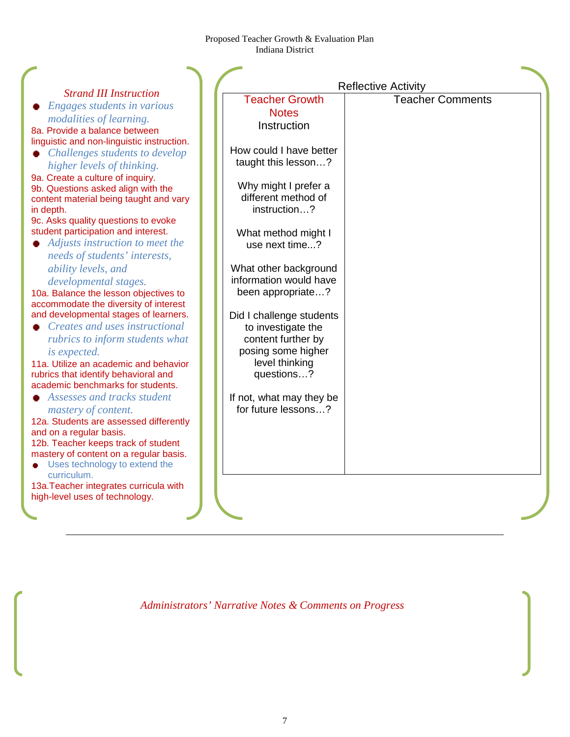### *Strand III Instruction*

- *Engages students in various modalities of learning.*

8a. Provide a balance between linguistic and non-linguistic instruction.

- *Challenges students to develop higher levels of thinking.*

9a. Create a culture of inquiry.
9b. Questions asked align with the content material being taught and vary in depth.
9c. Asks quality questions to evoke student participation and interest.

- *Adjusts instruction to meet the needs of students' interests, ability levels, and developmental stages.*

10a. Balance the lesson objectives to accommodate the diversity of interest and developmental stages of learners.

- *Creates and uses instructional rubrics to inform students what is expected.*

11a. Utilize an academic and behavior rubrics that identify behavioral and academic benchmarks for students.

- *Assesses and tracks student mastery of content.*

12a. Students are assessed differently and on a regular basis.
12b. Teacher keeps track of student mastery of content on a regular basis.

- Uses technology to extend the curriculum.

13a.Teacher integrates curricula with high-level uses of technology.

Reflective Activity

| Teacher Growth Notes<br>Instruction | Teacher Comments |
|---|---|
| How could I have better taught this lesson…?<br><br>Why might I prefer a different method of instruction…?<br><br>What method might I use next time...?<br><br>What other background information would have been appropriate…?<br><br>Did I challenge students to investigate the content further by posing some higher level thinking questions…?<br><br>If not, what may they be for future lessons…? | |

---

*Administrators' Narrative Notes & Comments on Progress*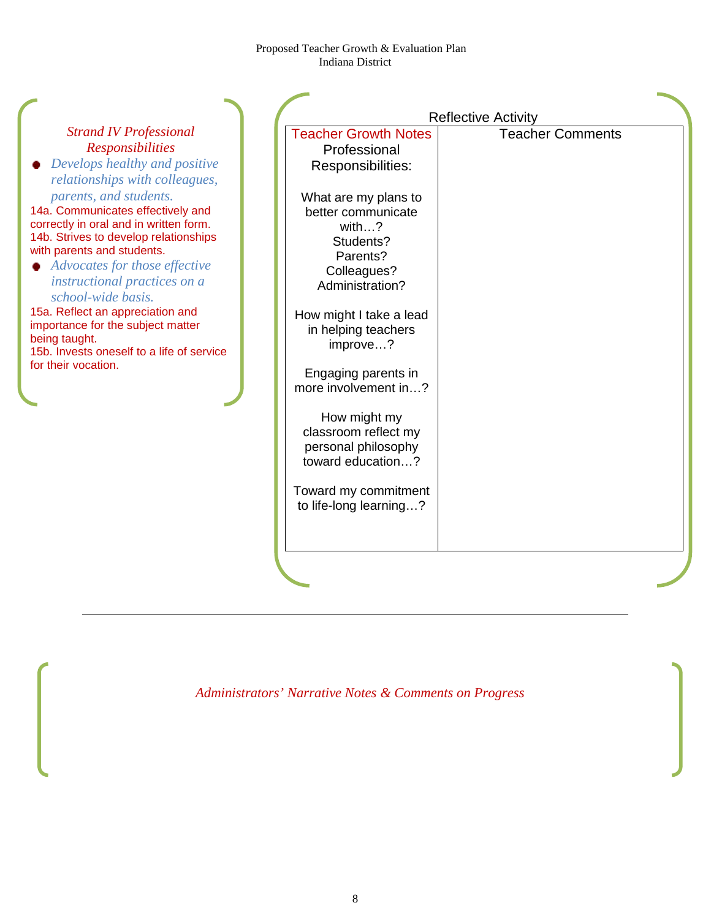*Strand IV Professional Responsibilities*

- *Develops healthy and positive relationships with colleagues, parents, and students.*

14a. Communicates effectively and correctly in oral and in written form.
14b. Strives to develop relationships with parents and students.

- *Advocates for those effective instructional practices on a school-wide basis.*

15a. Reflect an appreciation and importance for the subject matter being taught.
15b. Invests oneself to a life of service for their vocation.

Reflective Activity

| Teacher Growth Notes | Teacher Comments |
|---|---|
| Professional Responsibilities:<br><br>What are my plans to better communicate with…?<br>Students?<br>Parents?<br>Colleagues?<br>Administration?<br><br>How might I take a lead in helping teachers improve…?<br><br>Engaging parents in more involvement in…?<br><br>How might my classroom reflect my personal philosophy toward education…?<br><br>Toward my commitment to life-long learning…? | |

---

*Administrators' Narrative Notes & Comments on Progress*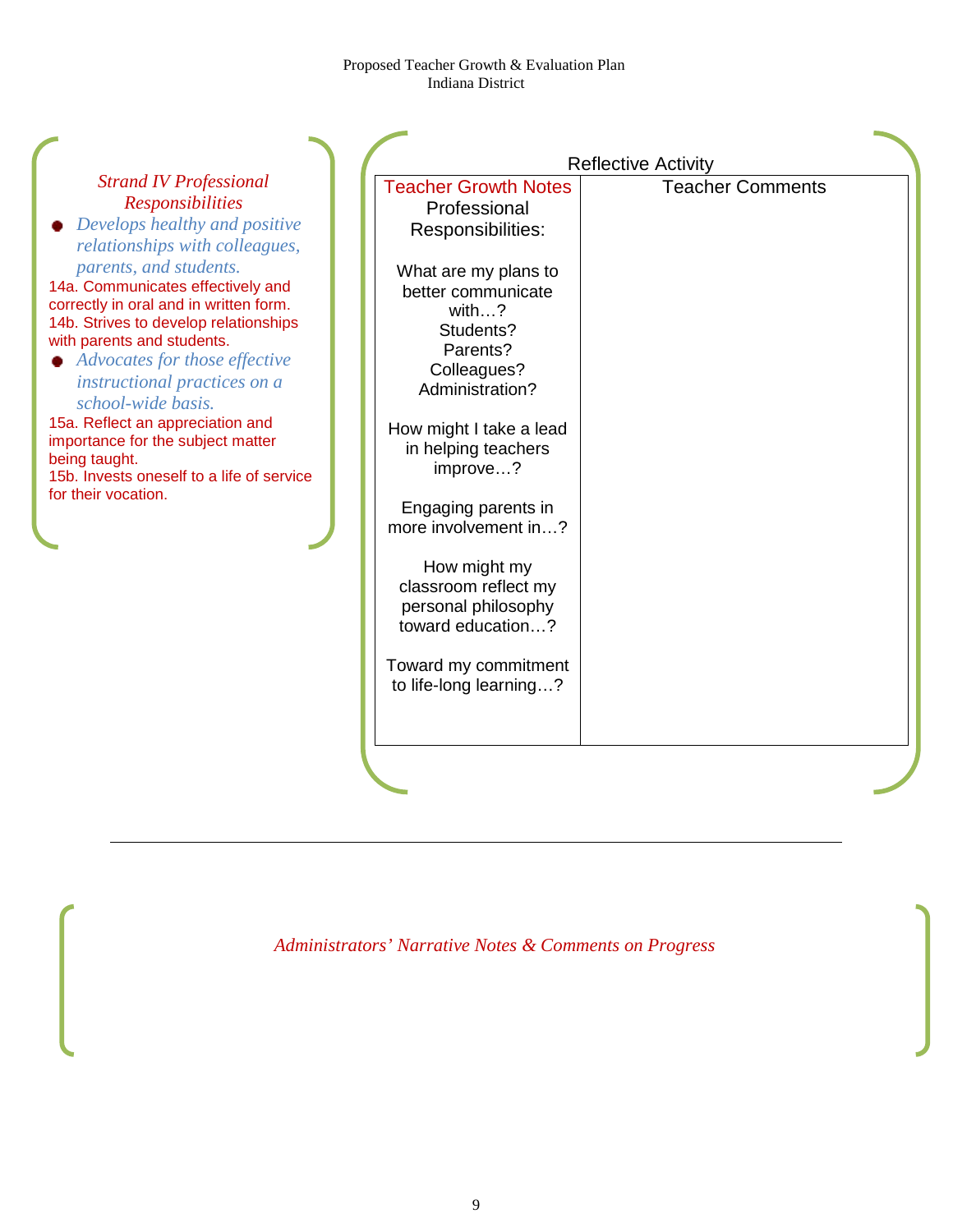### *Strand IV Professional Responsibilities*

- *Develops healthy and positive relationships with colleagues, parents, and students.*

14a. Communicates effectively and correctly in oral and in written form.
14b. Strives to develop relationships with parents and students.

- *Advocates for those effective instructional practices on a school-wide basis.*

15a. Reflect an appreciation and importance for the subject matter being taught.
15b. Invests oneself to a life of service for their vocation.

Reflective Activity

| Teacher Growth Notes<br>Professional Responsibilities:<br><br>What are my plans to better communicate with…?<br>Students?<br>Parents?<br>Colleagues?<br>Administration?<br><br>How might I take a lead in helping teachers improve…?<br><br>Engaging parents in more involvement in…?<br><br>How might my classroom reflect my personal philosophy toward education…?<br><br>Toward my commitment to life-long learning…? | Teacher Comments |
|---|---|

---

*Administrators' Narrative Notes & Comments on Progress*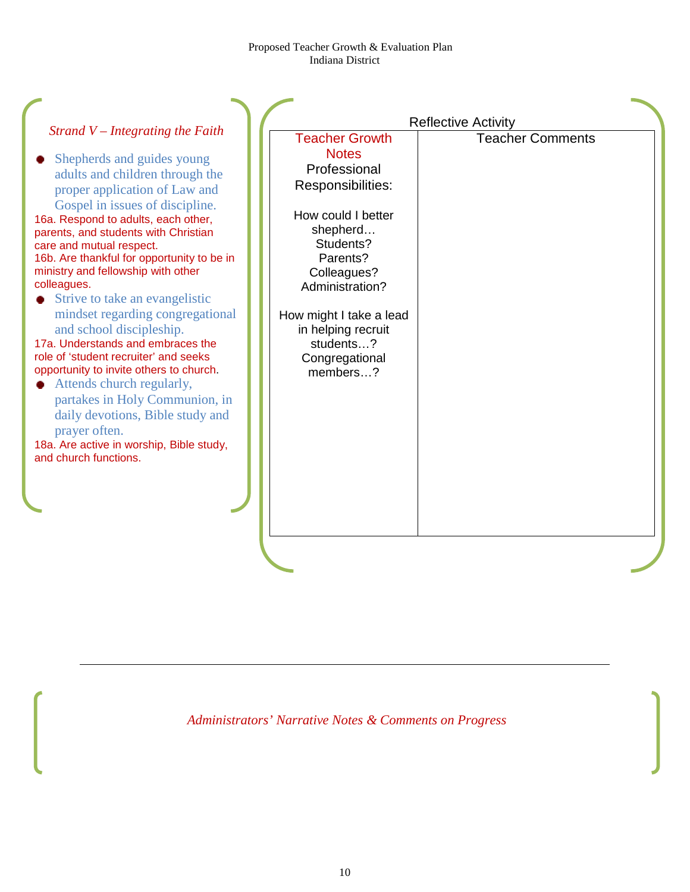*Strand V – Integrating the Faith*

- Shepherds and guides young adults and children through the proper application of Law and Gospel in issues of discipline.

16a. Respond to adults, each other, parents, and students with Christian care and mutual respect.
16b. Are thankful for opportunity to be in ministry and fellowship with other colleagues.

- Strive to take an evangelistic mindset regarding congregational and school discipleship.

17a. Understands and embraces the role of 'student recruiter' and seeks opportunity to invite others to church.

- Attends church regularly, partakes in Holy Communion, in daily devotions, Bible study and prayer often.

18a. Are active in worship, Bible study, and church functions.

Reflective Activity

| Teacher Growth Notes<br>Professional Responsibilities:<br><br>How could I better shepherd… Students? Parents? Colleagues? Administration?<br><br>How might I take a lead in helping recruit students…? Congregational members…? | Teacher Comments |
|---|---|

*Administrators' Narrative Notes & Comments on Progress*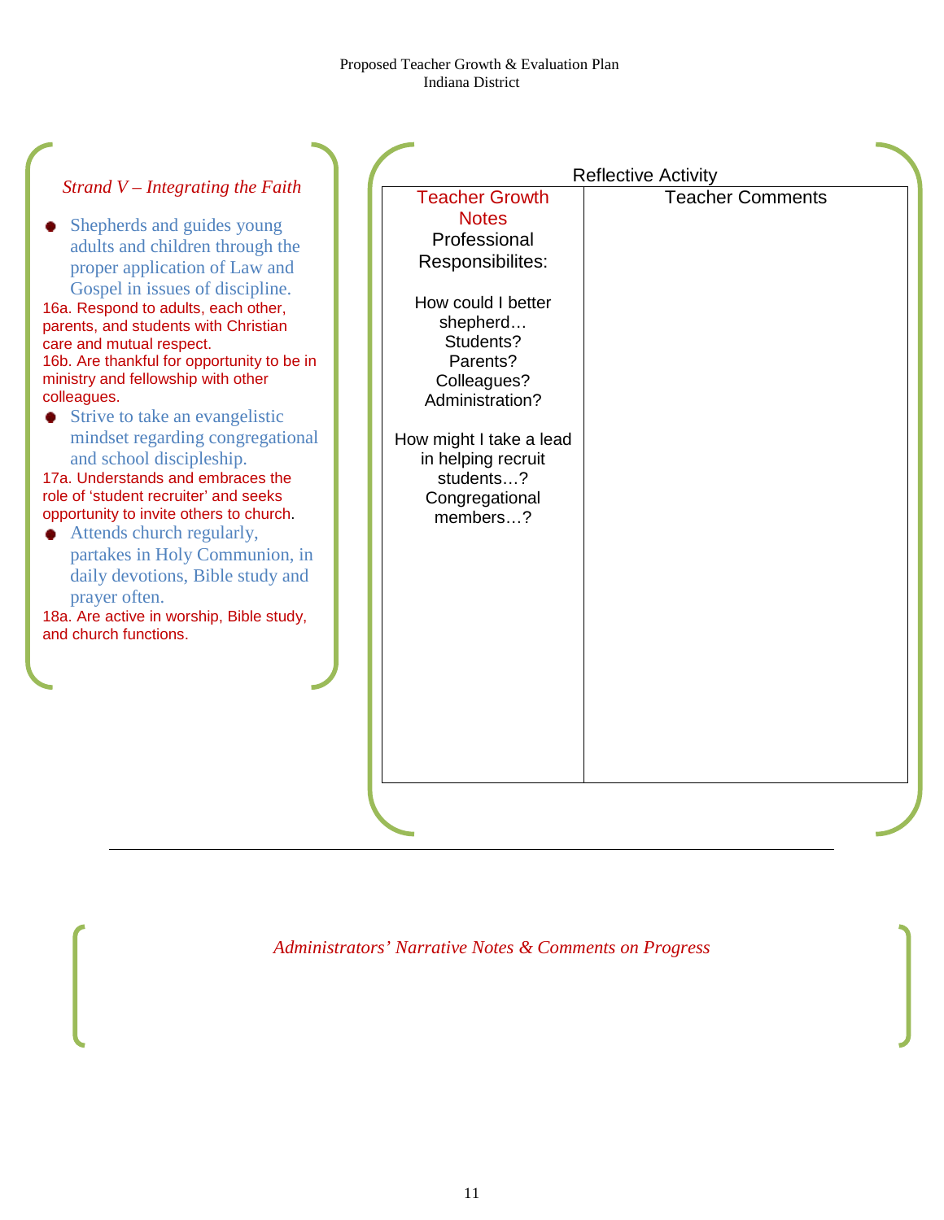*Strand V – Integrating the Faith*

- Shepherds and guides young adults and children through the proper application of Law and Gospel in issues of discipline.

16a. Respond to adults, each other, parents, and students with Christian care and mutual respect.
16b. Are thankful for opportunity to be in ministry and fellowship with other colleagues.

- Strive to take an evangelistic mindset regarding congregational and school discipleship.

17a. Understands and embraces the role of 'student recruiter' and seeks opportunity to invite others to church.

- Attends church regularly, partakes in Holy Communion, in daily devotions, Bible study and prayer often.

18a. Are active in worship, Bible study, and church functions.

Reflective Activity

| Teacher Growth Notes<br>Professional Responsibilites:<br><br>How could I better shepherd…<br>Students?<br>Parents?<br>Colleagues?<br>Administration?<br><br>How might I take a lead in helping recruit students…?<br>Congregational members…? | Teacher Comments |
|---|---|
| | |

---

*Administrators' Narrative Notes & Comments on Progress*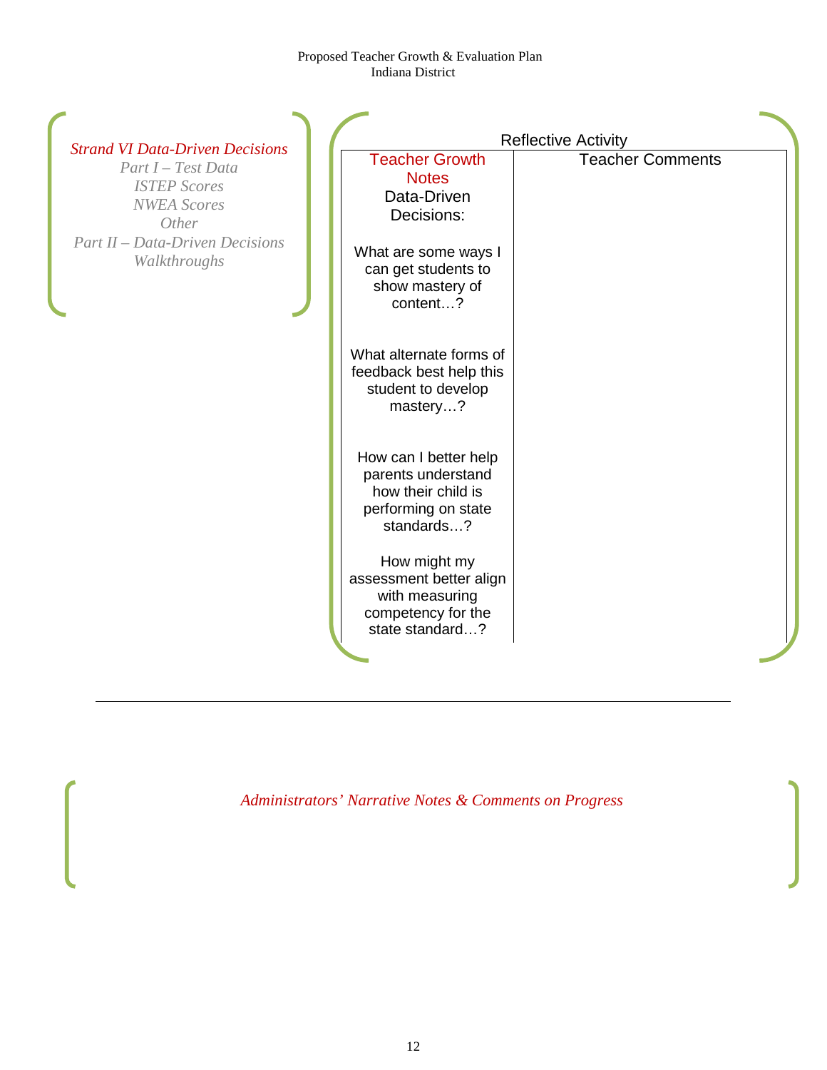*Strand VI Data-Driven Decisions*

*Part I – Test Data*
*ISTEP Scores*
*NWEA Scores*
*Other*
*Part II – Data-Driven Decisions*
*Walkthroughs*

Reflective Activity

| Teacher Growth Notes<br>Data-Driven Decisions: | Teacher Comments |
|---|---|
| What are some ways I can get students to show mastery of content…? | |
| What alternate forms of feedback best help this student to develop mastery…? | |
| How can I better help parents understand how their child is performing on state standards…? | |
| How might my assessment better align with measuring competency for the state standard…? | |

---

*Administrators' Narrative Notes & Comments on Progress*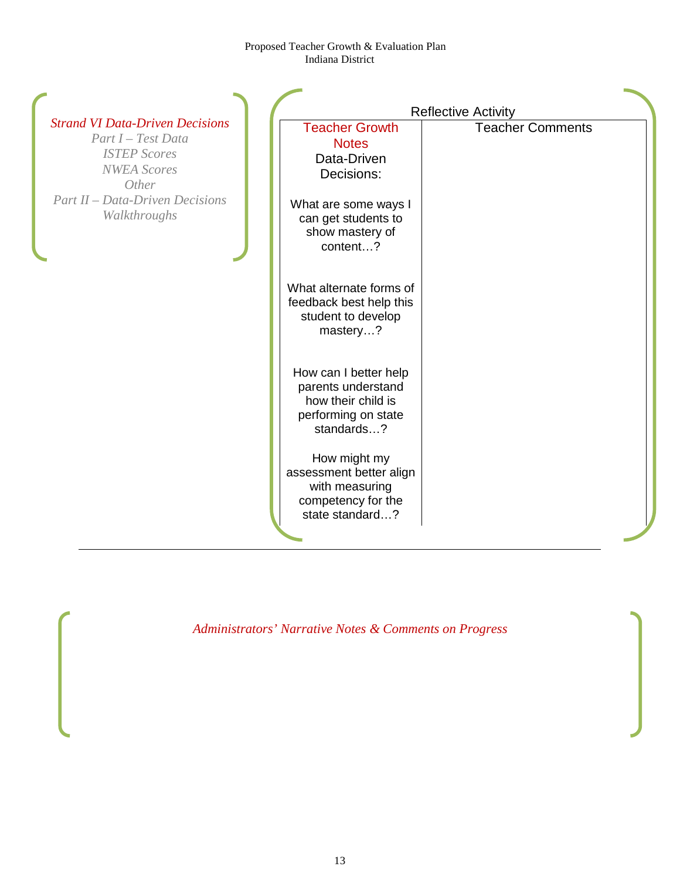*Strand VI Data-Driven Decisions*

*Part I – Test Data*

*ISTEP Scores*

*NWEA Scores*

*Other*

*Part II – Data-Driven Decisions*

*Walkthroughs*

Reflective Activity

| Teacher Growth Notes<br>Data-Driven Decisions: | Teacher Comments |
|---|---|
| What are some ways I can get students to show mastery of content…?<br><br>What alternate forms of feedback best help this student to develop mastery…?<br><br>How can I better help parents understand how their child is performing on state standards…?<br><br>How might my assessment better align with measuring competency for the state standard…? | |

---

*Administrators' Narrative Notes & Comments on Progress*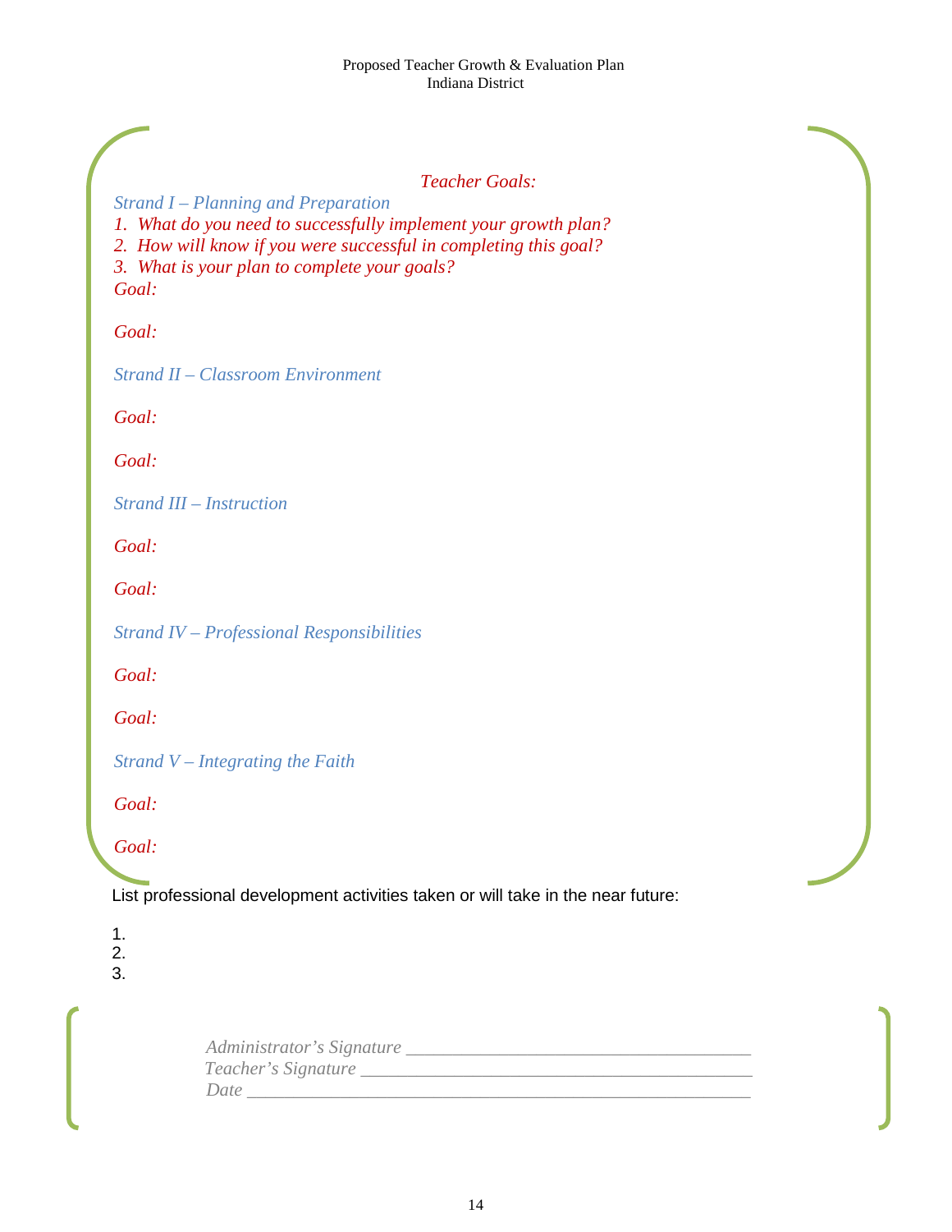Proposed Teacher Growth & Evaluation Plan
Indiana District

*Teacher Goals:*

*Strand I – Planning and Preparation*

1. *What do you need to successfully implement your growth plan?*
2. *How will know if you were successful in completing this goal?*
3. *What is your plan to complete your goals?*

*Goal:*

*Goal:*

*Strand II – Classroom Environment*

*Goal:*

*Goal:*

*Strand III – Instruction*

*Goal:*

*Goal:*

*Strand IV – Professional Responsibilities*

*Goal:*

*Goal:*

*Strand V – Integrating the Faith*

*Goal:*

*Goal:*

List professional development activities taken or will take in the near future:

1.
2.
3.

*Administrator's Signature* ____________________________________
*Teacher's Signature* ________________________________________
*Date* ___________________________________________________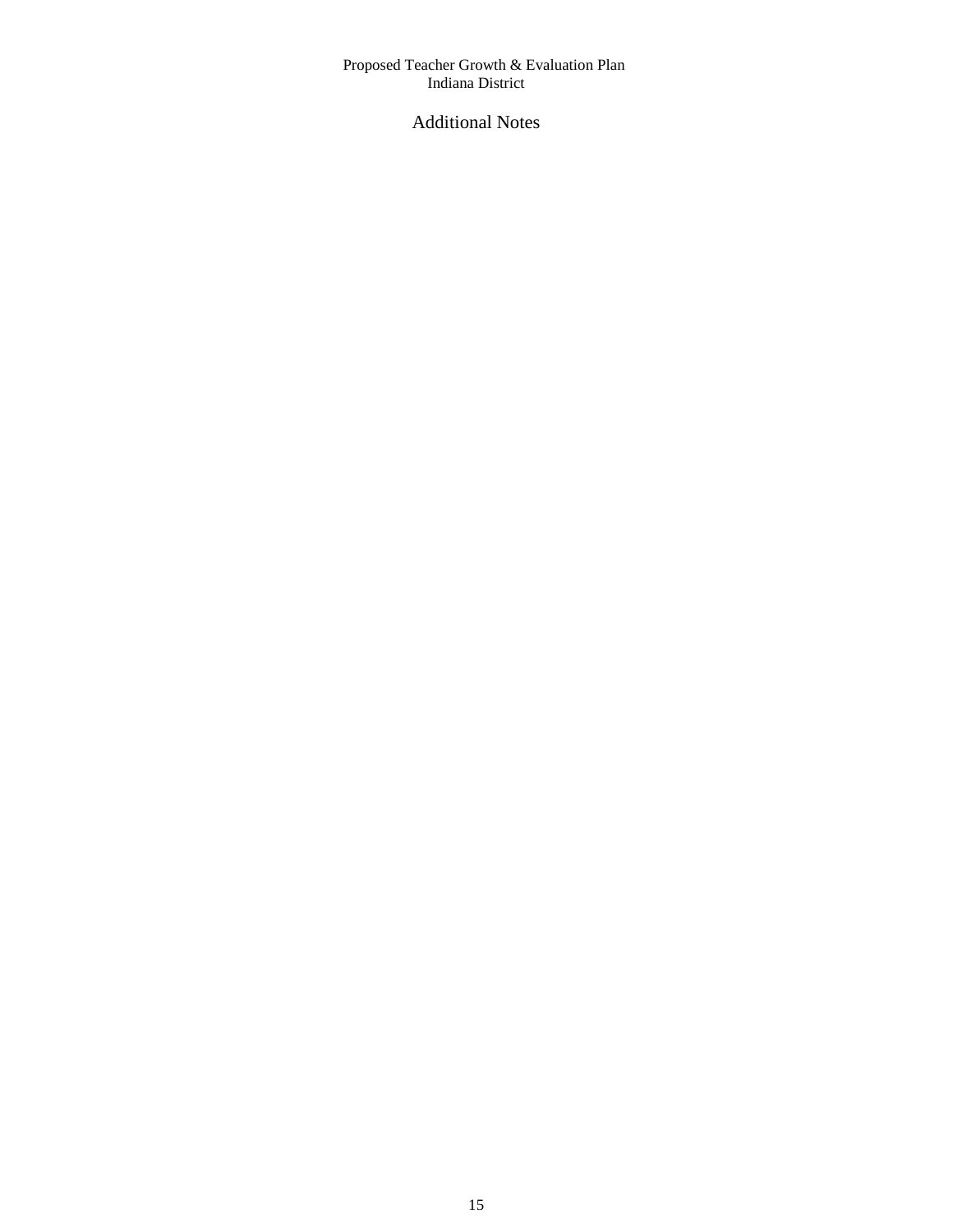## Additional Notes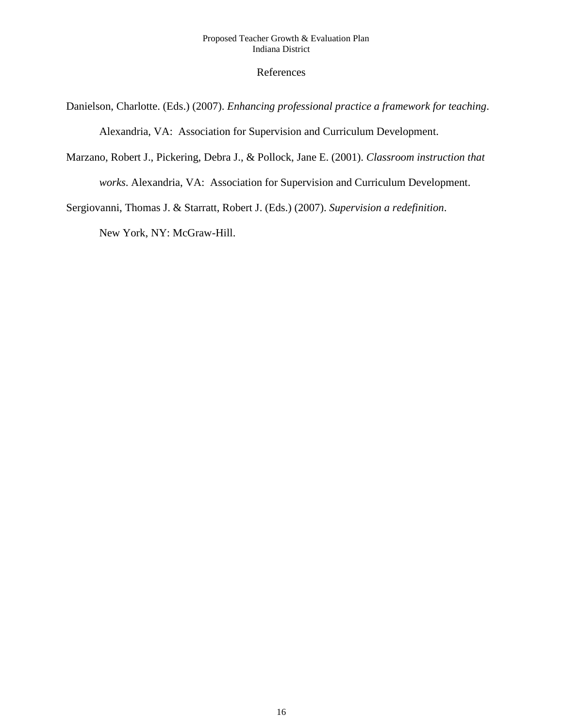## References

Danielson, Charlotte. (Eds.) (2007). *Enhancing professional practice a framework for teaching*. Alexandria, VA: Association for Supervision and Curriculum Development.

Marzano, Robert J., Pickering, Debra J., & Pollock, Jane E. (2001). *Classroom instruction that works*. Alexandria, VA: Association for Supervision and Curriculum Development.

Sergiovanni, Thomas J. & Starratt, Robert J. (Eds.) (2007). *Supervision a redefinition*. New York, NY: McGraw-Hill.